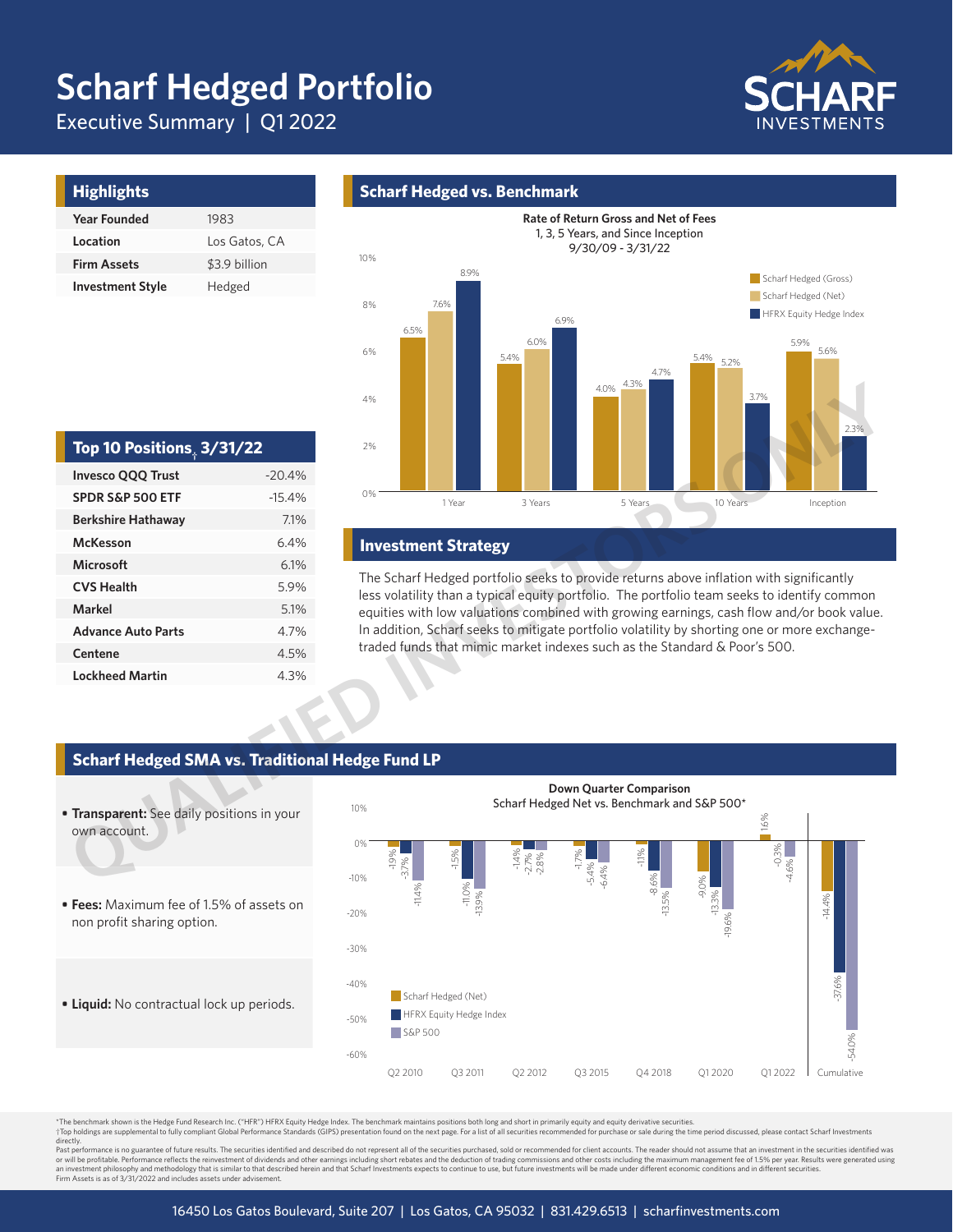# Scharf Hedged Portfolio

Executive Summary | Q1 2022

## Highlights

| | |
|---|---|
| **Year Founded** | 1983 |
| **Location** | Los Gatos, CA |
| **Firm Assets** | $3.9 billion |
| **Investment Style** | Hedged |

## Top 10 Positions† 3/31/22

| | |
|---|---|
| **Invesco QQQ Trust** | -20.4% |
| **SPDR S&P 500 ETF** | -15.4% |
| **Berkshire Hathaway** | 7.1% |
| **McKesson** | 6.4% |
| **Microsoft** | 6.1% |
| **CVS Health** | 5.9% |
| **Markel** | 5.1% |
| **Advance Auto Parts** | 4.7% |
| **Centene** | 4.5% |
| **Lockheed Martin** | 4.3% |

## Scharf Hedged vs. Benchmark

**Rate of Return Gross and Net of Fees**
1, 3, 5 Years, and Since Inception
9/30/09 - 3/31/22

| | 1 Year | 3 Years | 5 Years | 10 Years | Inception |
|---|---|---|---|---|---|
| Scharf Hedged (Gross) | 6.5% | 5.4% | 4.0% | 5.4% | 5.9% |
| Scharf Hedged (Net) | 7.6% | 6.0% | 4.3% | 5.2% | 5.6% |
| HFRX Equity Hedge Index | 8.9% | 6.9% | 4.7% | 3.7% | 2.3% |

## Investment Strategy

The Scharf Hedged portfolio seeks to provide returns above inflation with significantly less volatility than a typical equity portfolio. The portfolio team seeks to identify common equities with low valuations combined with growing earnings, cash flow and/or book value. In addition, Scharf seeks to mitigate portfolio volatility by shorting one or more exchange-traded funds that mimic market indexes such as the Standard & Poor's 500.

## Scharf Hedged SMA vs. Traditional Hedge Fund LP

- **Transparent:** See daily positions in your own account.
- **Fees:** Maximum fee of 1.5% of assets on non profit sharing option.
- **Liquid:** No contractual lock up periods.

**Down Quarter Comparison**
Scharf Hedged Net vs. Benchmark and S&P 500*

| | Q2 2010 | Q3 2011 | Q2 2012 | Q3 2015 | Q4 2018 | Q1 2020 | Q1 2022 | Cumulative |
|---|---|---|---|---|---|---|---|---|
| Scharf Hedged (Net) | -1.9% | -1.5% | -1.4% | -1.7% | -1.1% | -9.0% | 1.6% | -14.4% |
| HFRX Equity Hedge Index | -3.7% | -11.0% | -2.7% | -5.4% | -8.6% | -13.3% | -0.3% | -37.6% |
| S&P 500 | -11.4% | -13.9% | -2.8% | -6.4% | -13.5% | -19.6% | -4.6% | -54.0% |

*The benchmark shown is the Hedge Fund Research Inc. ("HFR") HFRX Equity Hedge Index. The benchmark maintains positions both long and short in primarily equity and equity derivative securities.
†Top holdings are supplemental to fully compliant Global Performance Standards (GIPS) presentation found on the next page. For a list of all securities recommended for purchase or sale during the time period discussed, please contact Scharf Investments directly.
Past performance is no guarantee of future results. The securities identified and described do not represent all of the securities purchased, sold or recommended for client accounts. The reader should not assume that an investment in the securities identified was or will be profitable. Performance reflects the reinvestment of dividends and other earnings including short rebates and the deduction of trading commissions and other costs including the maximum management fee of 1.5% per year. Results were generated using an investment philosophy and methodology that is similar to that described herein and that Scharf Investments expects to continue to use, but future investments will be made under different economic conditions and in different securities.
Firm Assets is as of 3/31/2022 and includes assets under advisement.

16450 Los Gatos Boulevard, Suite 207 | Los Gatos, CA 95032 | 831.429.6513 | scharfinvestments.com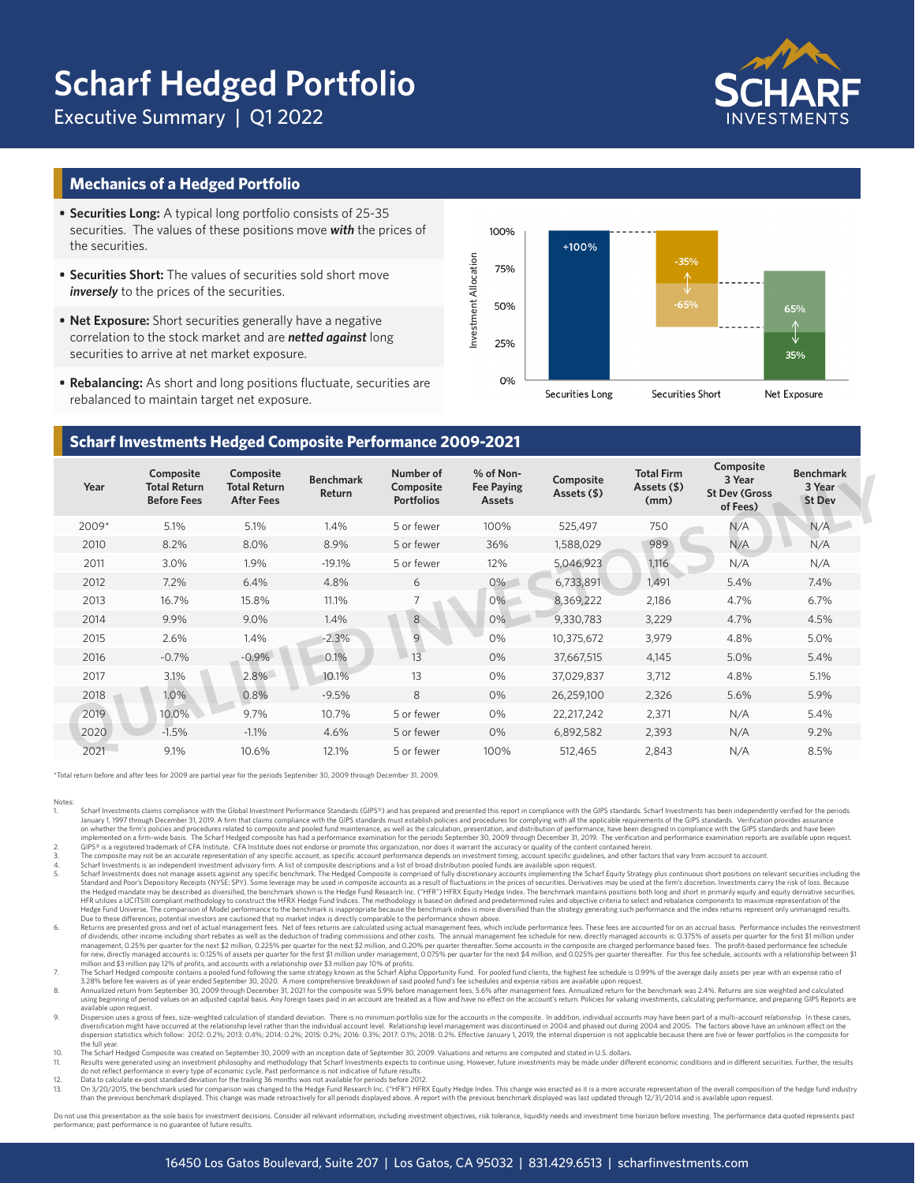# Scharf Hedged Portfolio

Executive Summary | Q1 2022

SCHARF INVESTMENTS

## Mechanics of a Hedged Portfolio

- **Securities Long:** A typical long portfolio consists of 25-35 securities. The values of these positions move ***with*** the prices of the securities.
- **Securities Short:** The values of securities sold short move ***inversely*** to the prices of the securities.
- **Net Exposure:** Short securities generally have a negative correlation to the stock market and are ***netted against*** long securities to arrive at net market exposure.
- **Rebalancing:** As short and long positions fluctuate, securities are rebalanced to maintain target net exposure.

Investment Allocation

100%
75%
50%
25%
0%

+100%
-35%
-65%
65%
35%

Securities Long
Securities Short
Net Exposure

## Scharf Investments Hedged Composite Performance 2009-2021

| Year | Composite Total Return Before Fees | Composite Total Return After Fees | Benchmark Return | Number of Composite Portfolios | % of Non-Fee Paying Assets | Composite Assets ($) | Total Firm Assets ($)(mm) | Composite 3 Year St Dev (Gross of Fees) | Benchmark 3 Year St Dev |
|---|---|---|---|---|---|---|---|---|---|
| 2009* | 5.1% | 5.1% | 1.4% | 5 or fewer | 100% | 525,497 | 750 | N/A | N/A |
| 2010 | 8.2% | 8.0% | 8.9% | 5 or fewer | 36% | 1,588,029 | 989 | N/A | N/A |
| 2011 | 3.0% | 1.9% | -19.1% | 5 or fewer | 12% | 5,046,923 | 1,116 | N/A | N/A |
| 2012 | 7.2% | 6.4% | 4.8% | 6 | 0% | 6,733,891 | 1,491 | 5.4% | 7.4% |
| 2013 | 16.7% | 15.8% | 11.1% | 7 | 0% | 8,369,222 | 2,186 | 4.7% | 6.7% |
| 2014 | 9.9% | 9.0% | 1.4% | 8 | 0% | 9,330,783 | 3,229 | 4.7% | 4.5% |
| 2015 | 2.6% | 1.4% | -2.3% | 9 | 0% | 10,375,672 | 3,979 | 4.8% | 5.0% |
| 2016 | -0.7% | -0.9% | 0.1% | 13 | 0% | 37,667,515 | 4,145 | 5.0% | 5.4% |
| 2017 | 3.1% | 2.8% | 10.1% | 13 | 0% | 37,029,837 | 3,712 | 4.8% | 5.1% |
| 2018 | 1.0% | 0.8% | -9.5% | 8 | 0% | 26,259,100 | 2,326 | 5.6% | 5.9% |
| 2019 | 10.0% | 9.7% | 10.7% | 5 or fewer | 0% | 22,217,242 | 2,371 | N/A | 5.4% |
| 2020 | -1.5% | -1.1% | 4.6% | 5 or fewer | 0% | 6,892,582 | 2,393 | N/A | 9.2% |
| 2021 | 9.1% | 10.6% | 12.1% | 5 or fewer | 100% | 512,465 | 2,843 | N/A | 8.5% |

QUALIFIED INVESTORS ONLY

*Total return before and after fees for 2009 are partial year for the periods September 30, 2009 through December 31, 2009.

Notes:

1. Scharf Investments claims compliance with the Global Investment Performance Standards (GIPS®) and has prepared and presented this report in compliance with the GIPS standards. Scharf Investments has been independently verified for the periods January 1, 1997 through December 31, 2019. A firm that claims compliance with the GIPS standards must establish policies and procedures for complying with all the applicable requirements of the GIPS standards. Verification provides assurance on whether the firm's policies and procedures related to composite and pooled fund maintenance, as well as the calculation, presentation, and distribution of performance, have been designed in compliance with the GIPS standards and have been implemented on a firm-wide basis. The Scharf Hedged composite has had a performance examination for the periods September 30, 2009 through December 31, 2019. The verification and performance examination reports are available upon request.
2. GIPS® is a registered trademark of CFA Institute. CFA Institute does not endorse or promote this organization, nor does it warrant the accuracy or quality of the content contained herein.
3. The composite may not be an accurate representation of any specific account, as specific account performance depends on investment timing, account specific guidelines, and other factors that vary from account to account.
4. Scharf Investments is an independent investment advisory firm. A list of composite descriptions and a list of broad distribution pooled funds are available upon request.
5. Scharf Investments does not manage assets against any specific benchmark. The Hedged Composite is comprised of fully discretionary accounts implementing the Scharf Equity Strategy plus continuous short positions on relevant securities including the Standard and Poor's Depository Receipts (NYSE: SPY). Some leverage may be used in composite accounts as a result of fluctuations in the prices of securities. Derivatives may be used at the firm's discretion. Investments carry the risk of loss. Because the Hedged mandate may be described as diversified, the benchmark shown is the Hedge Fund Research Inc. ("HFR") HFRX Equity Hedge Index. The benchmark maintains positions both long and short in primarily equity and equity derivative securities. HFR utilizes a UCITSIII compliant methodology to construct the HFRX Hedge Fund Indices. The methodology is based on defined and predetermined rules and objective criteria to select and rebalance components to maximize representation of the Hedge Fund Universe. The comparison of Model performance to the benchmark is inappropriate because the benchmark index is more diversified than the strategy generating such performance and the index returns represent only unmanaged results. Due to these differences, potential investors are cautioned that no market index is directly comparable to the performance shown above.
6. Returns are presented gross and net of actual management fees. Net of fees returns are calculated using actual management fees, which include performance fees. These fees are accounted for on an accrual basis. Performance includes the reinvestment of dividends, other income including short rebates as well as the deduction of trading commissions and other costs. The annual management fee schedule for new, directly managed accounts is: 0.375% of assets per quarter for the first $1 million under management, 0.25% per quarter for the next $2 million, 0.225% per quarter for the next $2 million, and 0.20% per quarter thereafter. Some accounts in the composite are charged performance based fees. The profit-based performance fee schedule for new, directly managed accounts is: 0.125% of assets per quarter for the first $1 million under management, 0.075% per quarter for the next $4 million, and 0.025% per quarter thereafter. For this fee schedule, accounts with a relationship between $1 million and $3 million pay 12% of profits, and accounts with a relationship over $3 million pay 10% of profits.
7. The Scharf Hedged composite contains a pooled fund following the same strategy known as the Scharf Alpha Opportunity Fund. For pooled fund clients, the highest fee schedule is 0.99% of the average daily assets per year with an expense ratio of 3.28% before fee waivers as of year ended September 30, 2020. A more comprehensive breakdown of said pooled fund's fee schedules and expense ratios are available upon request.
8. Annualized return from September 30, 2009 through December 31, 2021 for the composite was 5.9% before management fees, 5.6% after management fees. Annualized return for the benchmark was 2.4%. Returns are size weighted and calculated using beginning of period values on an adjusted capital basis. Any foreign taxes paid in an account are treated as a flow and have no effect on the account's return. Policies for valuing investments, calculating performance, and preparing GIPS Reports are available upon request.
9. Dispersion uses a gross of fees, size-weighted calculation of standard deviation. There is no minimum portfolio size for the accounts in the composite. In addition, individual accounts may have been part of a multi-account relationship. In these cases, diversification might have occurred at the relationship level rather than the individual account level. Relationship level management was discontinued in 2004 and phased out during 2004 and 2005. The factors above have an unknown effect on the dispersion statistics which follow: 2012: 0.2%; 2013: 0.4%; 2014: 0.2%; 2015: 0.2%; 2016: 0.3%; 2017: 0.1%; 2018: 0.2%. Effective January 1, 2019, the internal dispersion is not applicable because there are five or fewer portfolios in the composite for the full year.
10. The Scharf Hedged Composite was created on September 30, 2009 with an inception date of September 30, 2009. Valuations and returns are computed and stated in U.S. dollars.
11. Results were generated using an investment philosophy and methodology that Scharf Investments expects to continue using. However, future investments may be made under different economic conditions and in different securities. Further, the results do not reflect performance in every type of economic cycle. Past performance is not indicative of future results.
12. Data to calculate ex-post standard deviation for the trailing 36 months was not available for periods before 2012.
13. On 3/20/2015, the benchmark used for comparison was changed to the Hedge Fund Research Inc. ("HFR") HFRX Equity Hedge Index. This change was enacted as it is a more accurate representation of the overall composition of the hedge fund industry than the previous benchmark displayed. This change was made retroactively for all periods displayed above. A report with the previous benchmark displayed was last updated through 12/31/2014 and is available upon request.

Do not use this presentation as the sole basis for investment decisions. Consider all relevant information, including investment objectives, risk tolerance, liquidity needs and investment time horizon before investing. The performance data quoted represents past performance; past performance is no guarantee of future results.

16450 Los Gatos Boulevard, Suite 207 | Los Gatos, CA 95032 | 831.429.6513 | scharfinvestments.com